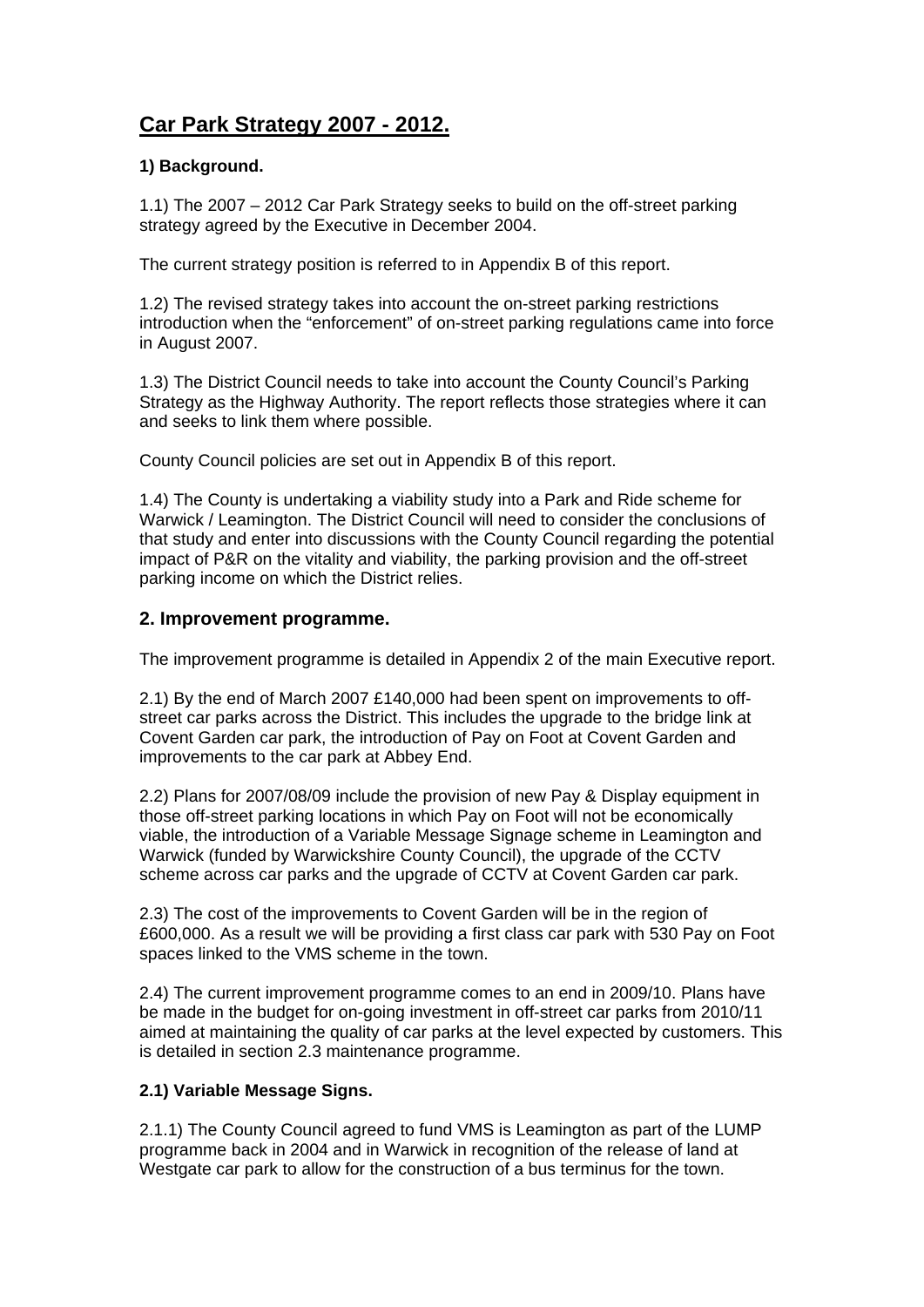# Car Park Strategy 2007 - 2012.

### 1) Background.

1.1) The 2007 – 2012 Car Park Strategy seeks to build on the off-street parking strategy agreed by the Executive in December 2004.

The current strategy position is referred to in Appendix B of this report.

1.2) The revised strategy takes into account the on-street parking restrictions introduction when the "enforcement" of on-street parking regulations came into force in August 2007.

1.3) The District Council needs to take into account the County Council's Parking Strategy as the Highway Authority. The report reflects those strategies where it can and seeks to link them where possible.

County Council policies are set out in Appendix B of this report.

1.4) The County is undertaking a viability study into a Park and Ride scheme for Warwick / Leamington. The District Council will need to consider the conclusions of that study and enter into discussions with the County Council regarding the potential impact of P&R on the vitality and viability, the parking provision and the off-street parking income on which the District relies.

## 2. Improvement programme.

The improvement programme is detailed in Appendix 2 of the main Executive report.

2.1) By the end of March 2007 £140,000 had been spent on improvements to off-street car parks across the District. This includes the upgrade to the bridge link at Covent Garden car park, the introduction of Pay on Foot at Covent Garden and improvements to the car park at Abbey End.

2.2) Plans for 2007/08/09 include the provision of new Pay & Display equipment in those off-street parking locations in which Pay on Foot will not be economically viable, the introduction of a Variable Message Signage scheme in Leamington and Warwick (funded by Warwickshire County Council), the upgrade of the CCTV scheme across car parks and the upgrade of CCTV at Covent Garden car park.

2.3) The cost of the improvements to Covent Garden will be in the region of £600,000. As a result we will be providing a first class car park with 530 Pay on Foot spaces linked to the VMS scheme in the town.

2.4) The current improvement programme comes to an end in 2009/10. Plans have be made in the budget for on-going investment in off-street car parks from 2010/11 aimed at maintaining the quality of car parks at the level expected by customers. This is detailed in section 2.3 maintenance programme.

### 2.1) Variable Message Signs.

2.1.1) The County Council agreed to fund VMS is Leamington as part of the LUMP programme back in 2004 and in Warwick in recognition of the release of land at Westgate car park to allow for the construction of a bus terminus for the town.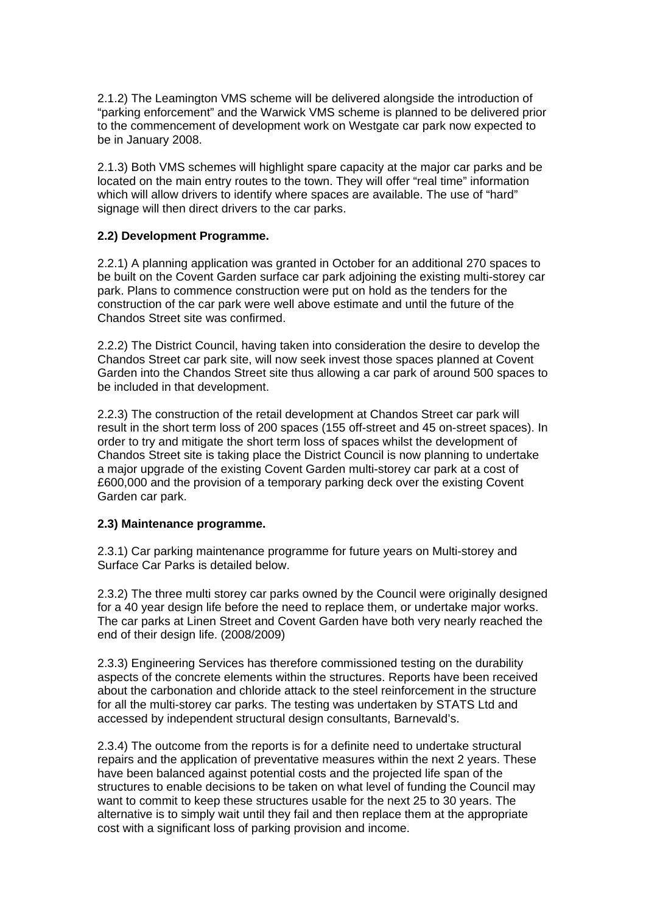2.1.2) The Leamington VMS scheme will be delivered alongside the introduction of "parking enforcement" and the Warwick VMS scheme is planned to be delivered prior to the commencement of development work on Westgate car park now expected to be in January 2008.

2.1.3) Both VMS schemes will highlight spare capacity at the major car parks and be located on the main entry routes to the town. They will offer "real time" information which will allow drivers to identify where spaces are available. The use of "hard" signage will then direct drivers to the car parks.

**2.2) Development Programme.**

2.2.1) A planning application was granted in October for an additional 270 spaces to be built on the Covent Garden surface car park adjoining the existing multi-storey car park. Plans to commence construction were put on hold as the tenders for the construction of the car park were well above estimate and until the future of the Chandos Street site was confirmed.

2.2.2) The District Council, having taken into consideration the desire to develop the Chandos Street car park site, will now seek invest those spaces planned at Covent Garden into the Chandos Street site thus allowing a car park of around 500 spaces to be included in that development.

2.2.3) The construction of the retail development at Chandos Street car park will result in the short term loss of 200 spaces (155 off-street and 45 on-street spaces). In order to try and mitigate the short term loss of spaces whilst the development of Chandos Street site is taking place the District Council is now planning to undertake a major upgrade of the existing Covent Garden multi-storey car park at a cost of £600,000 and the provision of a temporary parking deck over the existing Covent Garden car park.

**2.3) Maintenance programme.**

2.3.1) Car parking maintenance programme for future years on Multi-storey and Surface Car Parks is detailed below.

2.3.2) The three multi storey car parks owned by the Council were originally designed for a 40 year design life before the need to replace them, or undertake major works. The car parks at Linen Street and Covent Garden have both very nearly reached the end of their design life. (2008/2009)

2.3.3) Engineering Services has therefore commissioned testing on the durability aspects of the concrete elements within the structures. Reports have been received about the carbonation and chloride attack to the steel reinforcement in the structure for all the multi-storey car parks. The testing was undertaken by STATS Ltd and accessed by independent structural design consultants, Barnevald's.

2.3.4) The outcome from the reports is for a definite need to undertake structural repairs and the application of preventative measures within the next 2 years. These have been balanced against potential costs and the projected life span of the structures to enable decisions to be taken on what level of funding the Council may want to commit to keep these structures usable for the next 25 to 30 years. The alternative is to simply wait until they fail and then replace them at the appropriate cost with a significant loss of parking provision and income.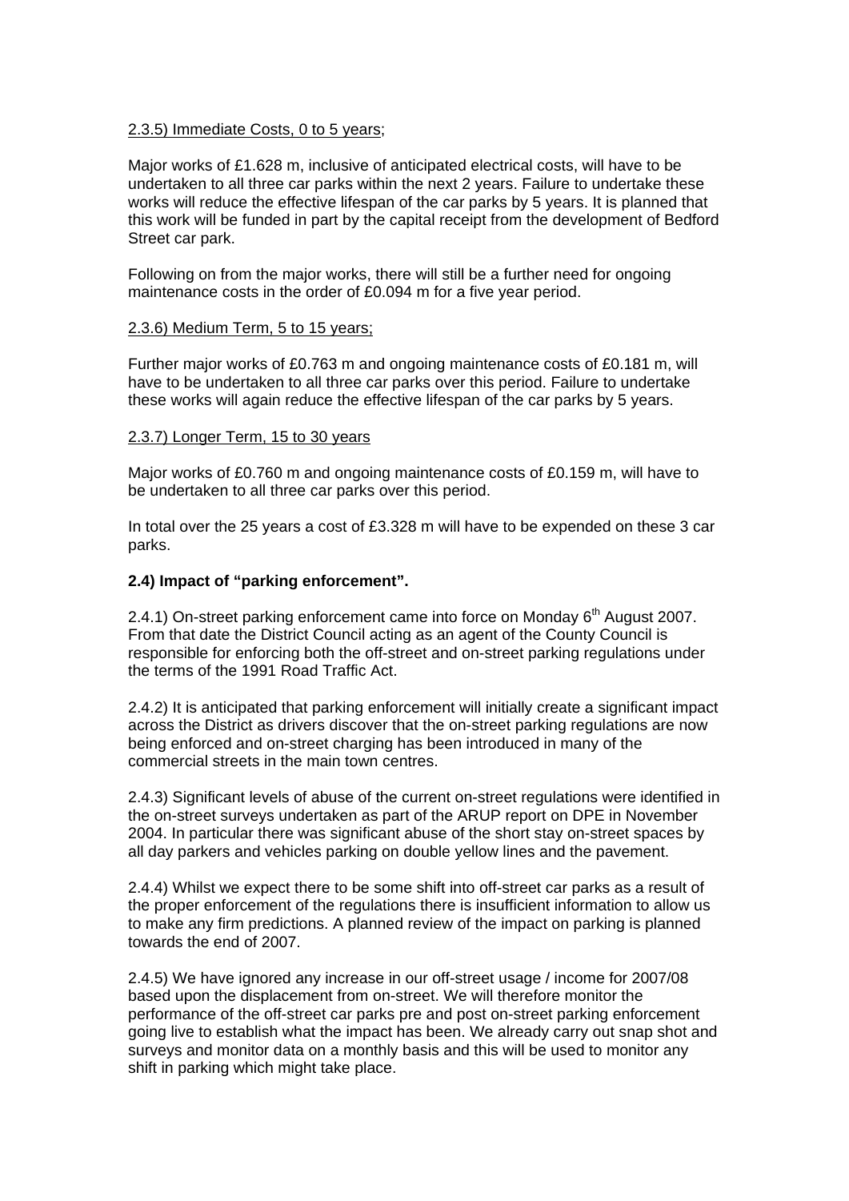2.3.5) Immediate Costs, 0 to 5 years;

Major works of £1.628 m, inclusive of anticipated electrical costs, will have to be undertaken to all three car parks within the next 2 years. Failure to undertake these works will reduce the effective lifespan of the car parks by 5 years. It is planned that this work will be funded in part by the capital receipt from the development of Bedford Street car park.

Following on from the major works, there will still be a further need for ongoing maintenance costs in the order of £0.094 m for a five year period.

2.3.6) Medium Term, 5 to 15 years;

Further major works of £0.763 m and ongoing maintenance costs of £0.181 m, will have to be undertaken to all three car parks over this period. Failure to undertake these works will again reduce the effective lifespan of the car parks by 5 years.

2.3.7) Longer Term, 15 to 30 years

Major works of £0.760 m and ongoing maintenance costs of £0.159 m, will have to be undertaken to all three car parks over this period.

In total over the 25 years a cost of £3.328 m will have to be expended on these 3 car parks.

**2.4) Impact of "parking enforcement".**

2.4.1) On-street parking enforcement came into force on Monday 6th August 2007. From that date the District Council acting as an agent of the County Council is responsible for enforcing both the off-street and on-street parking regulations under the terms of the 1991 Road Traffic Act.

2.4.2) It is anticipated that parking enforcement will initially create a significant impact across the District as drivers discover that the on-street parking regulations are now being enforced and on-street charging has been introduced in many of the commercial streets in the main town centres.

2.4.3) Significant levels of abuse of the current on-street regulations were identified in the on-street surveys undertaken as part of the ARUP report on DPE in November 2004. In particular there was significant abuse of the short stay on-street spaces by all day parkers and vehicles parking on double yellow lines and the pavement.

2.4.4) Whilst we expect there to be some shift into off-street car parks as a result of the proper enforcement of the regulations there is insufficient information to allow us to make any firm predictions. A planned review of the impact on parking is planned towards the end of 2007.

2.4.5) We have ignored any increase in our off-street usage / income for 2007/08 based upon the displacement from on-street. We will therefore monitor the performance of the off-street car parks pre and post on-street parking enforcement going live to establish what the impact has been. We already carry out snap shot and surveys and monitor data on a monthly basis and this will be used to monitor any shift in parking which might take place.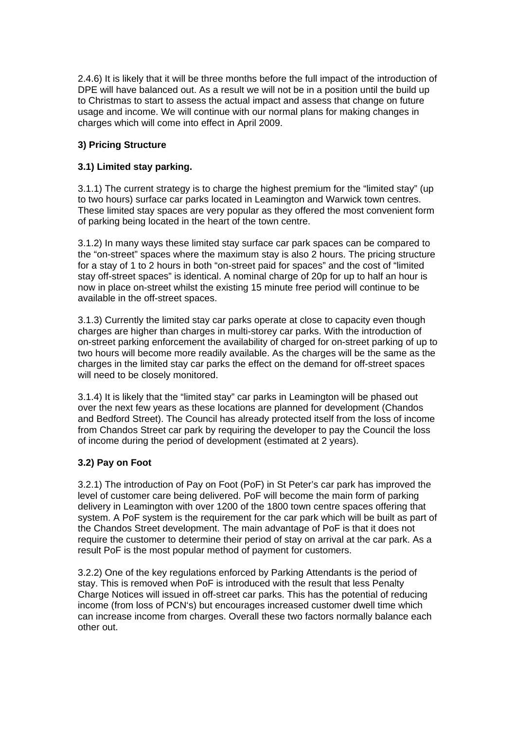2.4.6) It is likely that it will be three months before the full impact of the introduction of DPE will have balanced out. As a result we will not be in a position until the build up to Christmas to start to assess the actual impact and assess that change on future usage and income. We will continue with our normal plans for making changes in charges which will come into effect in April 2009.

## 3) Pricing Structure

### 3.1) Limited stay parking.

3.1.1) The current strategy is to charge the highest premium for the "limited stay" (up to two hours) surface car parks located in Leamington and Warwick town centres. These limited stay spaces are very popular as they offered the most convenient form of parking being located in the heart of the town centre.

3.1.2) In many ways these limited stay surface car park spaces can be compared to the "on-street" spaces where the maximum stay is also 2 hours. The pricing structure for a stay of 1 to 2 hours in both "on-street paid for spaces" and the cost of "limited stay off-street spaces" is identical. A nominal charge of 20p for up to half an hour is now in place on-street whilst the existing 15 minute free period will continue to be available in the off-street spaces.

3.1.3) Currently the limited stay car parks operate at close to capacity even though charges are higher than charges in multi-storey car parks. With the introduction of on-street parking enforcement the availability of charged for on-street parking of up to two hours will become more readily available. As the charges will be the same as the charges in the limited stay car parks the effect on the demand for off-street spaces will need to be closely monitored.

3.1.4) It is likely that the "limited stay" car parks in Leamington will be phased out over the next few years as these locations are planned for development (Chandos and Bedford Street). The Council has already protected itself from the loss of income from Chandos Street car park by requiring the developer to pay the Council the loss of income during the period of development (estimated at 2 years).

### 3.2) Pay on Foot

3.2.1) The introduction of Pay on Foot (PoF) in St Peter's car park has improved the level of customer care being delivered. PoF will become the main form of parking delivery in Leamington with over 1200 of the 1800 town centre spaces offering that system. A PoF system is the requirement for the car park which will be built as part of the Chandos Street development. The main advantage of PoF is that it does not require the customer to determine their period of stay on arrival at the car park. As a result PoF is the most popular method of payment for customers.

3.2.2) One of the key regulations enforced by Parking Attendants is the period of stay. This is removed when PoF is introduced with the result that less Penalty Charge Notices will issued in off-street car parks. This has the potential of reducing income (from loss of PCN's) but encourages increased customer dwell time which can increase income from charges. Overall these two factors normally balance each other out.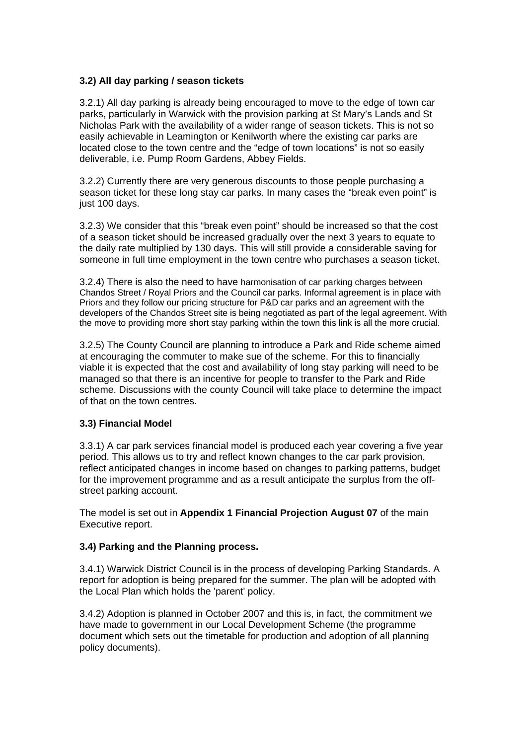### 3.2) All day parking / season tickets

3.2.1) All day parking is already being encouraged to move to the edge of town car parks, particularly in Warwick with the provision parking at St Mary's Lands and St Nicholas Park with the availability of a wider range of season tickets. This is not so easily achievable in Leamington or Kenilworth where the existing car parks are located close to the town centre and the "edge of town locations" is not so easily deliverable, i.e. Pump Room Gardens, Abbey Fields.

3.2.2) Currently there are very generous discounts to those people purchasing a season ticket for these long stay car parks. In many cases the "break even point" is just 100 days.

3.2.3) We consider that this "break even point" should be increased so that the cost of a season ticket should be increased gradually over the next 3 years to equate to the daily rate multiplied by 130 days. This will still provide a considerable saving for someone in full time employment in the town centre who purchases a season ticket.

3.2.4) There is also the need to have harmonisation of car parking charges between Chandos Street / Royal Priors and the Council car parks. Informal agreement is in place with Priors and they follow our pricing structure for P&D car parks and an agreement with the developers of the Chandos Street site is being negotiated as part of the legal agreement. With the move to providing more short stay parking within the town this link is all the more crucial.

3.2.5) The County Council are planning to introduce a Park and Ride scheme aimed at encouraging the commuter to make sue of the scheme. For this to financially viable it is expected that the cost and availability of long stay parking will need to be managed so that there is an incentive for people to transfer to the Park and Ride scheme. Discussions with the county Council will take place to determine the impact of that on the town centres.

### 3.3) Financial Model

3.3.1) A car park services financial model is produced each year covering a five year period. This allows us to try and reflect known changes to the car park provision, reflect anticipated changes in income based on changes to parking patterns, budget for the improvement programme and as a result anticipate the surplus from the off-street parking account.

The model is set out in **Appendix 1 Financial Projection August 07** of the main Executive report.

### 3.4) Parking and the Planning process.

3.4.1) Warwick District Council is in the process of developing Parking Standards. A report for adoption is being prepared for the summer. The plan will be adopted with the Local Plan which holds the 'parent' policy.

3.4.2) Adoption is planned in October 2007 and this is, in fact, the commitment we have made to government in our Local Development Scheme (the programme document which sets out the timetable for production and adoption of all planning policy documents).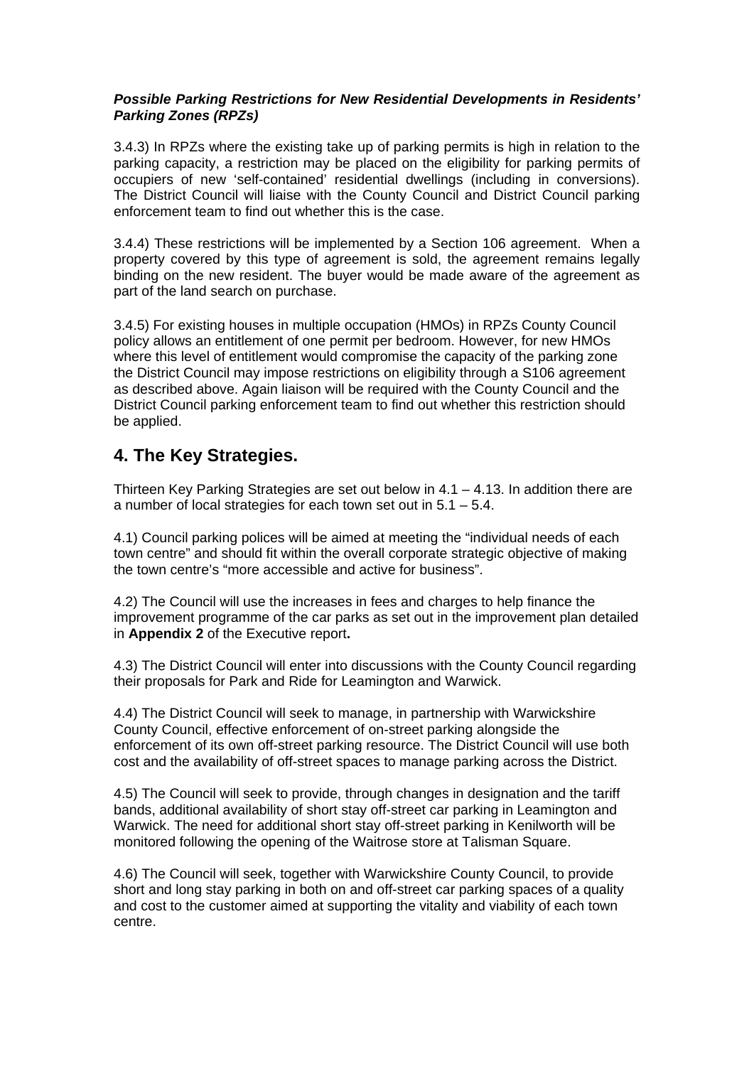***Possible Parking Restrictions for New Residential Developments in Residents' Parking Zones (RPZs)***

3.4.3) In RPZs where the existing take up of parking permits is high in relation to the parking capacity, a restriction may be placed on the eligibility for parking permits of occupiers of new 'self-contained' residential dwellings (including in conversions). The District Council will liaise with the County Council and District Council parking enforcement team to find out whether this is the case.

3.4.4) These restrictions will be implemented by a Section 106 agreement. When a property covered by this type of agreement is sold, the agreement remains legally binding on the new resident. The buyer would be made aware of the agreement as part of the land search on purchase.

3.4.5) For existing houses in multiple occupation (HMOs) in RPZs County Council policy allows an entitlement of one permit per bedroom. However, for new HMOs where this level of entitlement would compromise the capacity of the parking zone the District Council may impose restrictions on eligibility through a S106 agreement as described above. Again liaison will be required with the County Council and the District Council parking enforcement team to find out whether this restriction should be applied.

## 4. The Key Strategies.

Thirteen Key Parking Strategies are set out below in 4.1 – 4.13. In addition there are a number of local strategies for each town set out in 5.1 – 5.4.

4.1) Council parking polices will be aimed at meeting the "individual needs of each town centre" and should fit within the overall corporate strategic objective of making the town centre's "more accessible and active for business".

4.2) The Council will use the increases in fees and charges to help finance the improvement programme of the car parks as set out in the improvement plan detailed in **Appendix 2** of the Executive report**.**

4.3) The District Council will enter into discussions with the County Council regarding their proposals for Park and Ride for Leamington and Warwick.

4.4) The District Council will seek to manage, in partnership with Warwickshire County Council, effective enforcement of on-street parking alongside the enforcement of its own off-street parking resource. The District Council will use both cost and the availability of off-street spaces to manage parking across the District.

4.5) The Council will seek to provide, through changes in designation and the tariff bands, additional availability of short stay off-street car parking in Leamington and Warwick. The need for additional short stay off-street parking in Kenilworth will be monitored following the opening of the Waitrose store at Talisman Square.

4.6) The Council will seek, together with Warwickshire County Council, to provide short and long stay parking in both on and off-street car parking spaces of a quality and cost to the customer aimed at supporting the vitality and viability of each town centre.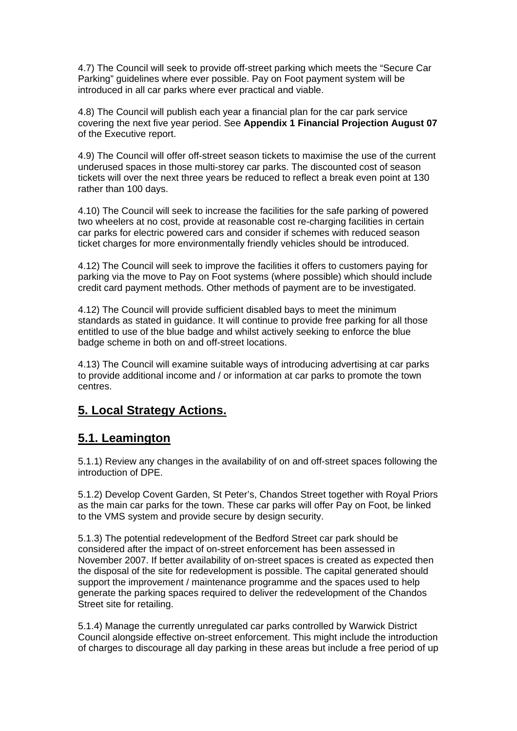4.7) The Council will seek to provide off-street parking which meets the "Secure Car Parking" guidelines where ever possible. Pay on Foot payment system will be introduced in all car parks where ever practical and viable.

4.8) The Council will publish each year a financial plan for the car park service covering the next five year period. See **Appendix 1 Financial Projection August 07** of the Executive report.

4.9) The Council will offer off-street season tickets to maximise the use of the current underused spaces in those multi-storey car parks. The discounted cost of season tickets will over the next three years be reduced to reflect a break even point at 130 rather than 100 days.

4.10) The Council will seek to increase the facilities for the safe parking of powered two wheelers at no cost, provide at reasonable cost re-charging facilities in certain car parks for electric powered cars and consider if schemes with reduced season ticket charges for more environmentally friendly vehicles should be introduced.

4.12) The Council will seek to improve the facilities it offers to customers paying for parking via the move to Pay on Foot systems (where possible) which should include credit card payment methods. Other methods of payment are to be investigated.

4.12) The Council will provide sufficient disabled bays to meet the minimum standards as stated in guidance. It will continue to provide free parking for all those entitled to use of the blue badge and whilst actively seeking to enforce the blue badge scheme in both on and off-street locations.

4.13) The Council will examine suitable ways of introducing advertising at car parks to provide additional income and / or information at car parks to promote the town centres.

## **5. Local Strategy Actions.**

## **5.1. Leamington**

5.1.1) Review any changes in the availability of on and off-street spaces following the introduction of DPE.

5.1.2) Develop Covent Garden, St Peter's, Chandos Street together with Royal Priors as the main car parks for the town. These car parks will offer Pay on Foot, be linked to the VMS system and provide secure by design security.

5.1.3) The potential redevelopment of the Bedford Street car park should be considered after the impact of on-street enforcement has been assessed in November 2007. If better availability of on-street spaces is created as expected then the disposal of the site for redevelopment is possible. The capital generated should support the improvement / maintenance programme and the spaces used to help generate the parking spaces required to deliver the redevelopment of the Chandos Street site for retailing.

5.1.4) Manage the currently unregulated car parks controlled by Warwick District Council alongside effective on-street enforcement. This might include the introduction of charges to discourage all day parking in these areas but include a free period of up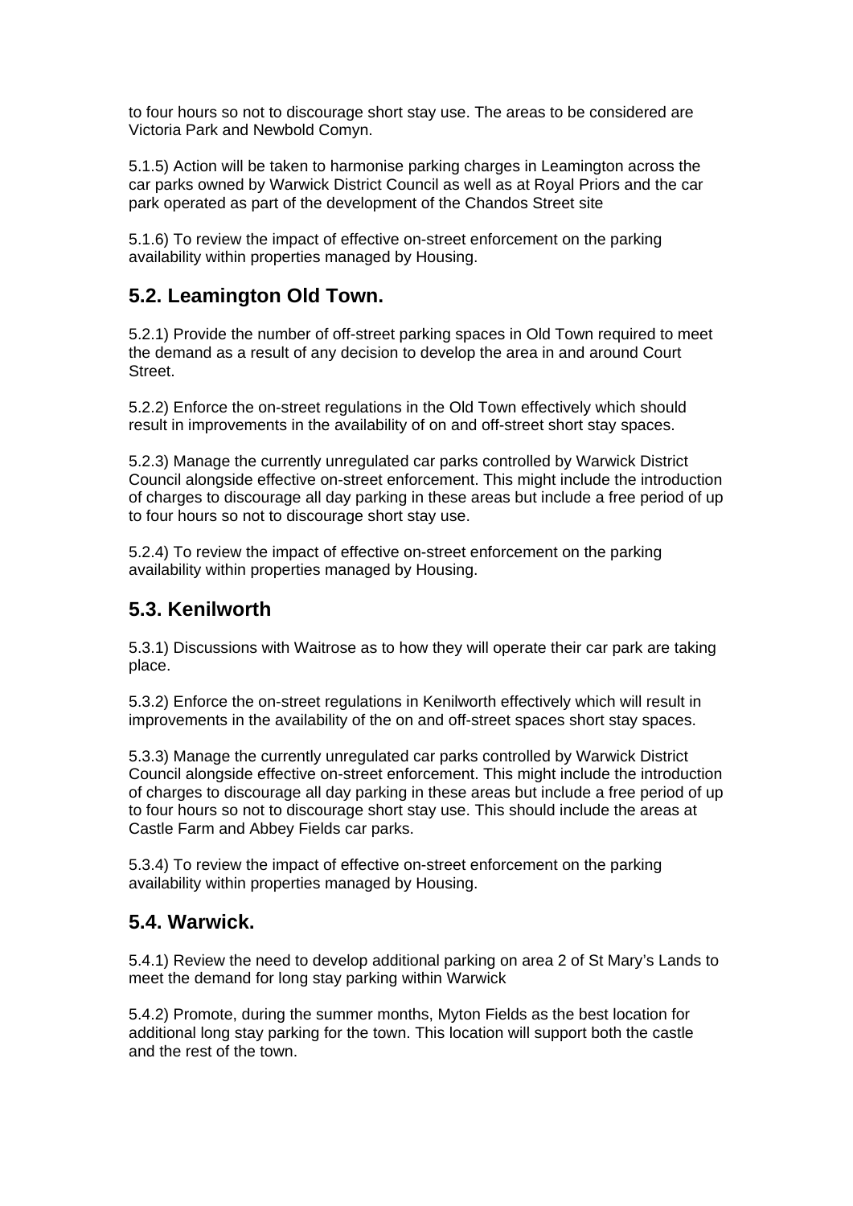to four hours so not to discourage short stay use. The areas to be considered are Victoria Park and Newbold Comyn.

5.1.5) Action will be taken to harmonise parking charges in Leamington across the car parks owned by Warwick District Council as well as at Royal Priors and the car park operated as part of the development of the Chandos Street site

5.1.6) To review the impact of effective on-street enforcement on the parking availability within properties managed by Housing.

## 5.2. Leamington Old Town.

5.2.1) Provide the number of off-street parking spaces in Old Town required to meet the demand as a result of any decision to develop the area in and around Court Street.

5.2.2) Enforce the on-street regulations in the Old Town effectively which should result in improvements in the availability of on and off-street short stay spaces.

5.2.3) Manage the currently unregulated car parks controlled by Warwick District Council alongside effective on-street enforcement. This might include the introduction of charges to discourage all day parking in these areas but include a free period of up to four hours so not to discourage short stay use.

5.2.4) To review the impact of effective on-street enforcement on the parking availability within properties managed by Housing.

## 5.3. Kenilworth

5.3.1) Discussions with Waitrose as to how they will operate their car park are taking place.

5.3.2) Enforce the on-street regulations in Kenilworth effectively which will result in improvements in the availability of the on and off-street spaces short stay spaces.

5.3.3) Manage the currently unregulated car parks controlled by Warwick District Council alongside effective on-street enforcement. This might include the introduction of charges to discourage all day parking in these areas but include a free period of up to four hours so not to discourage short stay use. This should include the areas at Castle Farm and Abbey Fields car parks.

5.3.4) To review the impact of effective on-street enforcement on the parking availability within properties managed by Housing.

## 5.4. Warwick.

5.4.1) Review the need to develop additional parking on area 2 of St Mary's Lands to meet the demand for long stay parking within Warwick

5.4.2) Promote, during the summer months, Myton Fields as the best location for additional long stay parking for the town. This location will support both the castle and the rest of the town.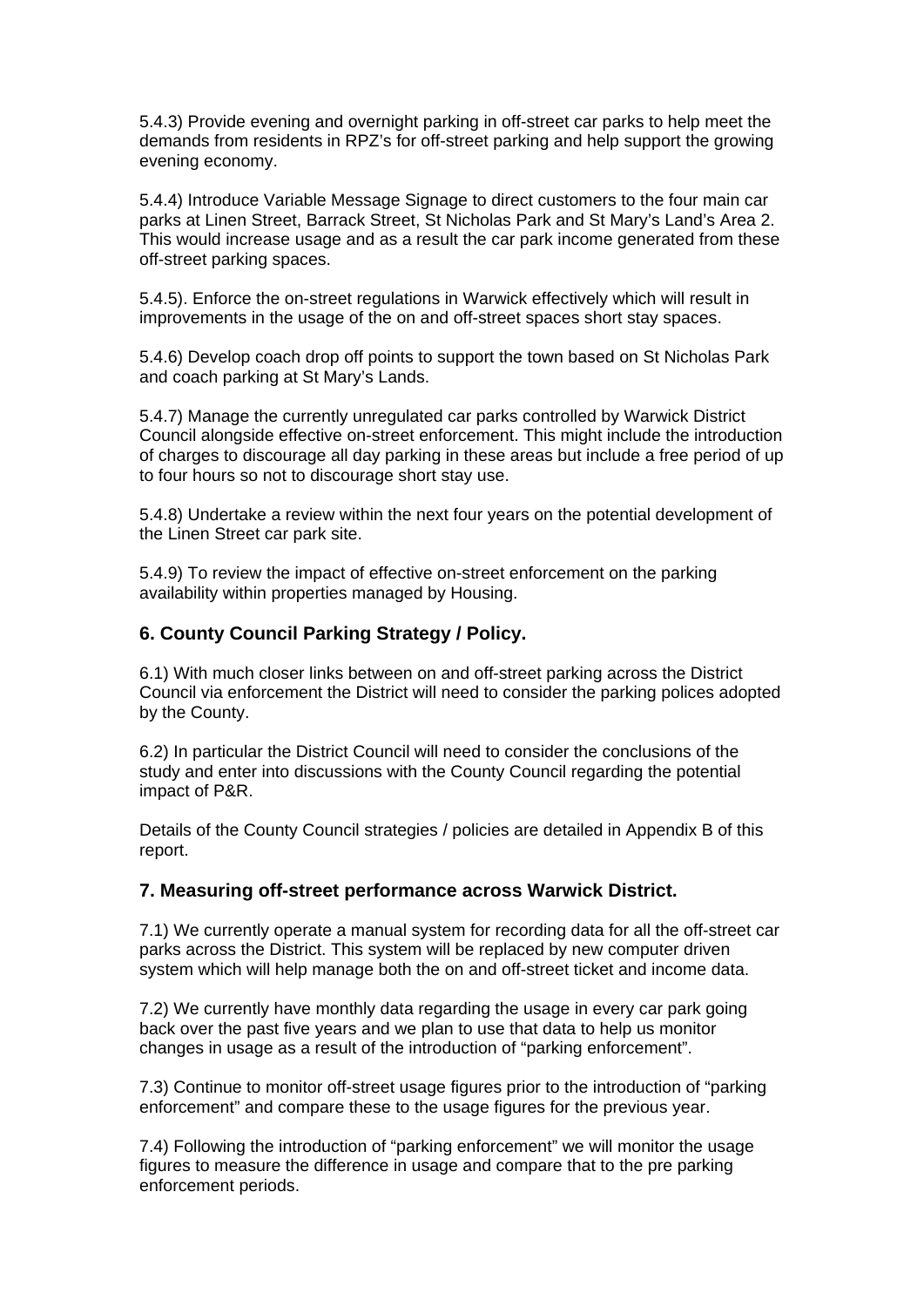5.4.3) Provide evening and overnight parking in off-street car parks to help meet the demands from residents in RPZ's for off-street parking and help support the growing evening economy.

5.4.4) Introduce Variable Message Signage to direct customers to the four main car parks at Linen Street, Barrack Street, St Nicholas Park and St Mary's Land's Area 2. This would increase usage and as a result the car park income generated from these off-street parking spaces.

5.4.5). Enforce the on-street regulations in Warwick effectively which will result in improvements in the usage of the on and off-street spaces short stay spaces.

5.4.6) Develop coach drop off points to support the town based on St Nicholas Park and coach parking at St Mary's Lands.

5.4.7) Manage the currently unregulated car parks controlled by Warwick District Council alongside effective on-street enforcement. This might include the introduction of charges to discourage all day parking in these areas but include a free period of up to four hours so not to discourage short stay use.

5.4.8) Undertake a review within the next four years on the potential development of the Linen Street car park site.

5.4.9) To review the impact of effective on-street enforcement on the parking availability within properties managed by Housing.

## 6. County Council Parking Strategy / Policy.

6.1) With much closer links between on and off-street parking across the District Council via enforcement the District will need to consider the parking polices adopted by the County.

6.2) In particular the District Council will need to consider the conclusions of the study and enter into discussions with the County Council regarding the potential impact of P&R.

Details of the County Council strategies / policies are detailed in Appendix B of this report.

## 7. Measuring off-street performance across Warwick District.

7.1) We currently operate a manual system for recording data for all the off-street car parks across the District. This system will be replaced by new computer driven system which will help manage both the on and off-street ticket and income data.

7.2) We currently have monthly data regarding the usage in every car park going back over the past five years and we plan to use that data to help us monitor changes in usage as a result of the introduction of "parking enforcement".

7.3) Continue to monitor off-street usage figures prior to the introduction of "parking enforcement" and compare these to the usage figures for the previous year.

7.4) Following the introduction of "parking enforcement" we will monitor the usage figures to measure the difference in usage and compare that to the pre parking enforcement periods.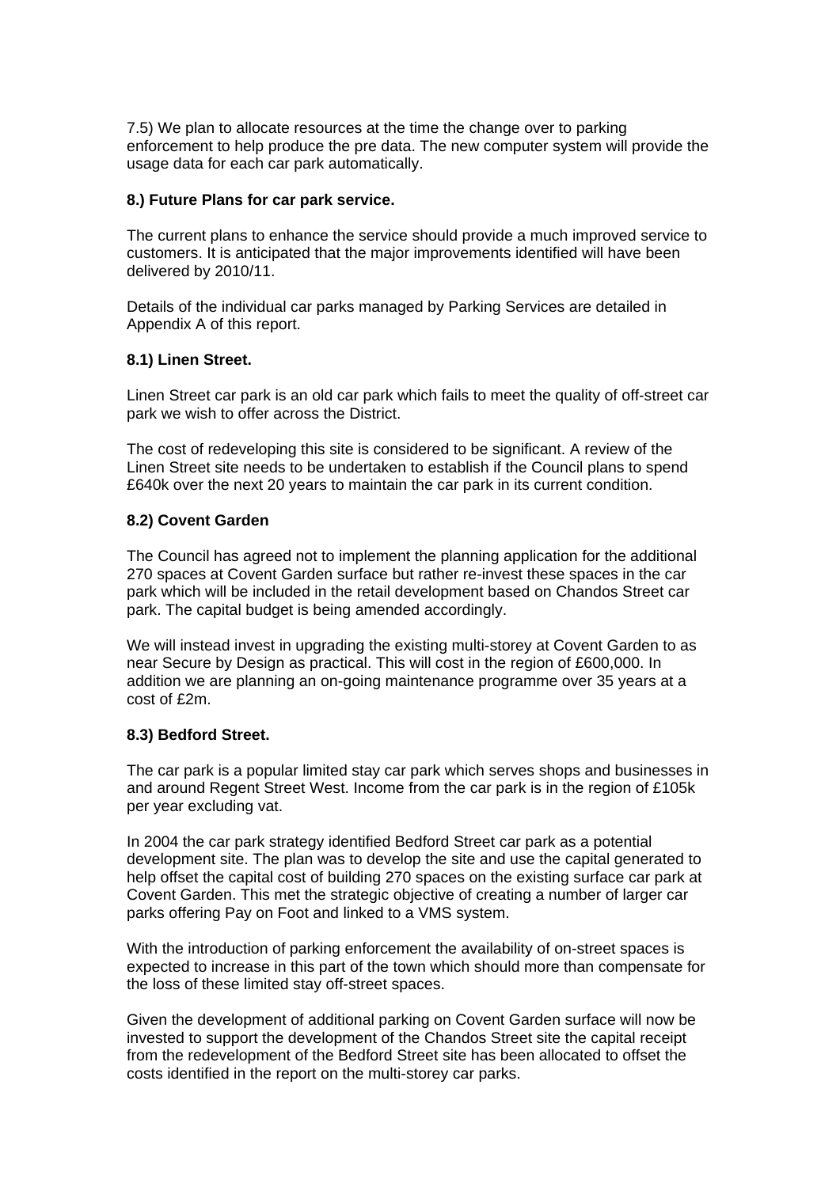7.5) We plan to allocate resources at the time the change over to parking enforcement to help produce the pre data. The new computer system will provide the usage data for each car park automatically.

**8.) Future Plans for car park service.**

The current plans to enhance the service should provide a much improved service to customers. It is anticipated that the major improvements identified will have been delivered by 2010/11.

Details of the individual car parks managed by Parking Services are detailed in Appendix A of this report.

**8.1) Linen Street.**

Linen Street car park is an old car park which fails to meet the quality of off-street car park we wish to offer across the District.

The cost of redeveloping this site is considered to be significant. A review of the Linen Street site needs to be undertaken to establish if the Council plans to spend £640k over the next 20 years to maintain the car park in its current condition.

**8.2) Covent Garden**

The Council has agreed not to implement the planning application for the additional 270 spaces at Covent Garden surface but rather re-invest these spaces in the car park which will be included in the retail development based on Chandos Street car park. The capital budget is being amended accordingly.

We will instead invest in upgrading the existing multi-storey at Covent Garden to as near Secure by Design as practical. This will cost in the region of £600,000. In addition we are planning an on-going maintenance programme over 35 years at a cost of £2m.

**8.3) Bedford Street.**

The car park is a popular limited stay car park which serves shops and businesses in and around Regent Street West. Income from the car park is in the region of £105k per year excluding vat.

In 2004 the car park strategy identified Bedford Street car park as a potential development site. The plan was to develop the site and use the capital generated to help offset the capital cost of building 270 spaces on the existing surface car park at Covent Garden. This met the strategic objective of creating a number of larger car parks offering Pay on Foot and linked to a VMS system.

With the introduction of parking enforcement the availability of on-street spaces is expected to increase in this part of the town which should more than compensate for the loss of these limited stay off-street spaces.

Given the development of additional parking on Covent Garden surface will now be invested to support the development of the Chandos Street site the capital receipt from the redevelopment of the Bedford Street site has been allocated to offset the costs identified in the report on the multi-storey car parks.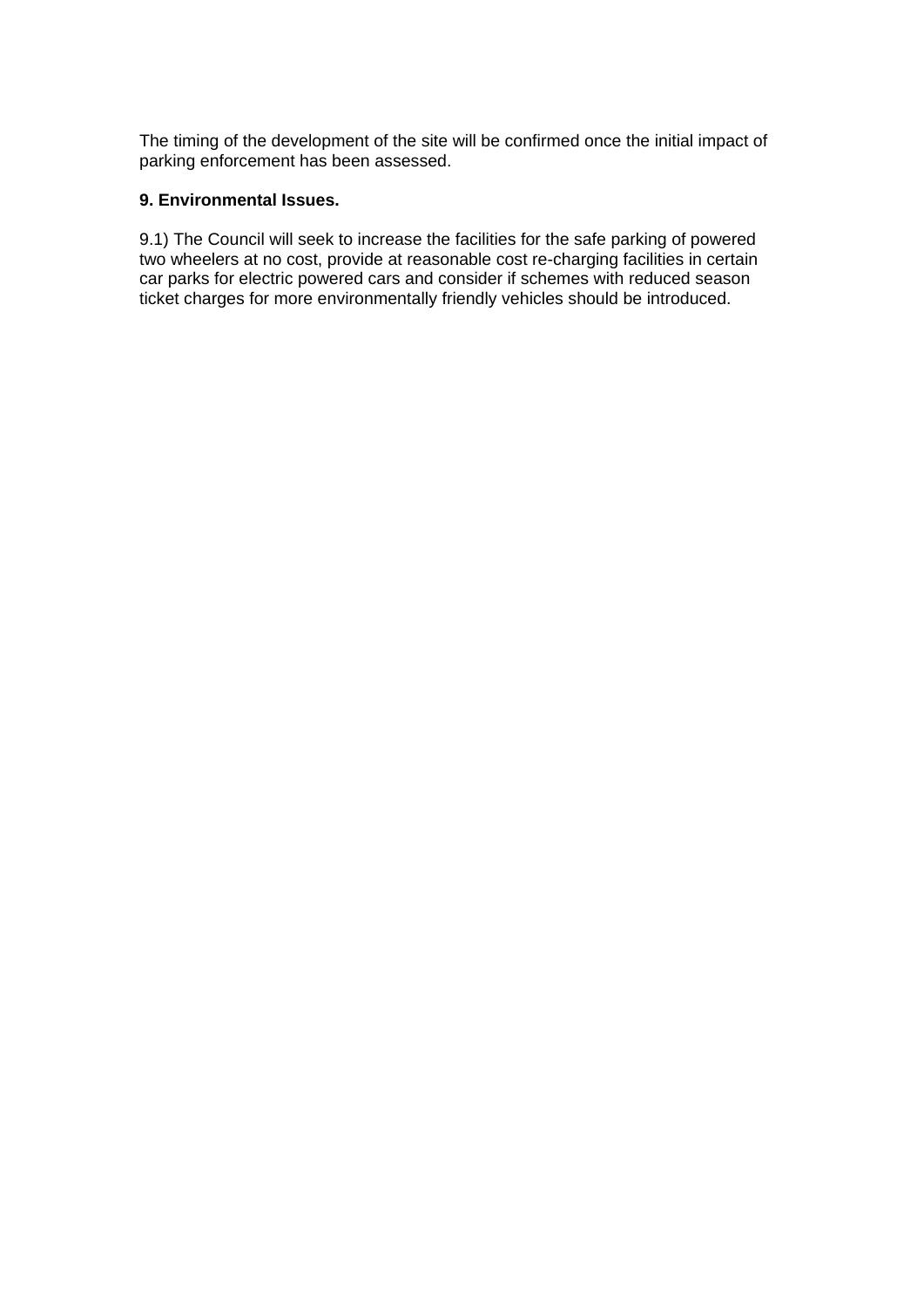The timing of the development of the site will be confirmed once the initial impact of parking enforcement has been assessed.

**9. Environmental Issues.**

9.1) The Council will seek to increase the facilities for the safe parking of powered two wheelers at no cost, provide at reasonable cost re-charging facilities in certain car parks for electric powered cars and consider if schemes with reduced season ticket charges for more environmentally friendly vehicles should be introduced.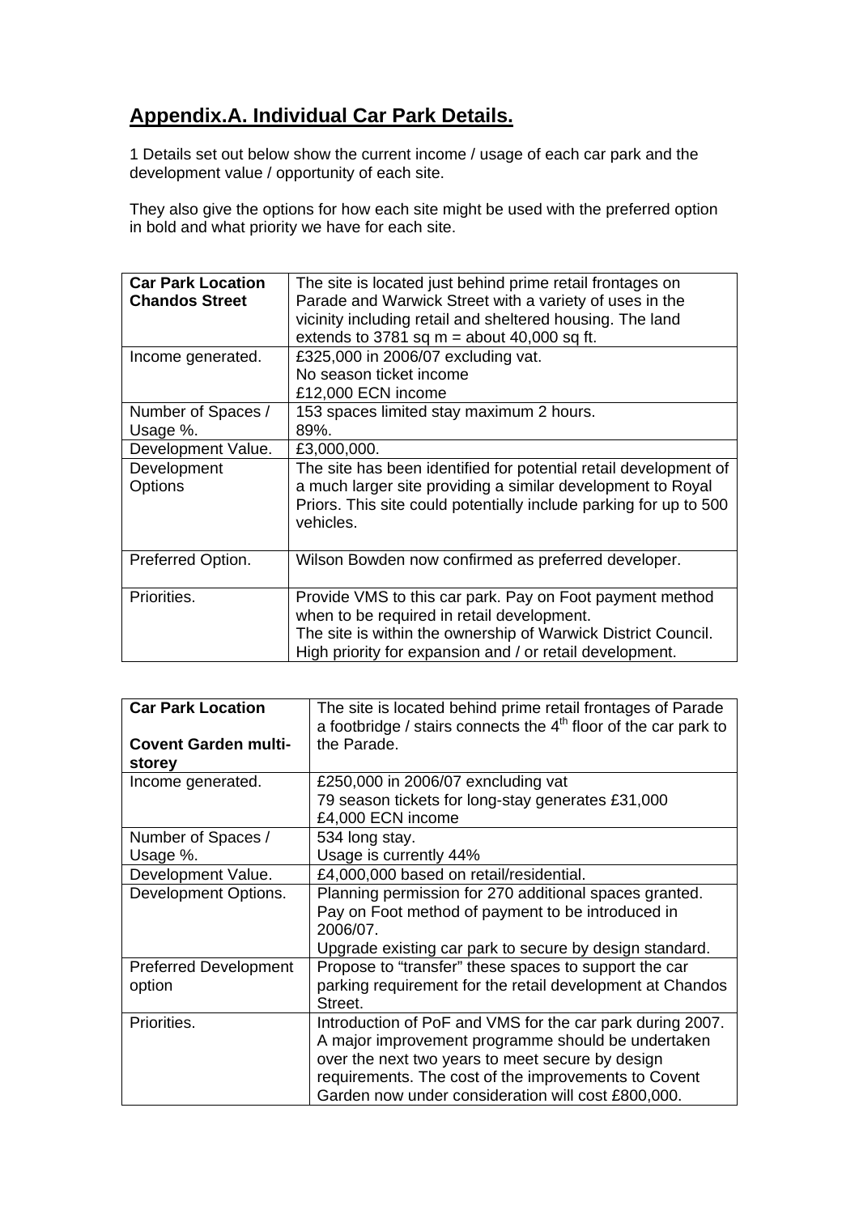## Appendix.A. Individual Car Park Details.

1 Details set out below show the current income / usage of each car park and the development value / opportunity of each site.

They also give the options for how each site might be used with the preferred option in bold and what priority we have for each site.

| **Car Park Location Chandos Street** | The site is located just behind prime retail frontages on Parade and Warwick Street with a variety of uses in the vicinity including retail and sheltered housing. The land extends to 3781 sq m = about 40,000 sq ft. |
|---|---|
| Income generated. | £325,000 in 2006/07 excluding vat.<br>No season ticket income<br>£12,000 ECN income |
| Number of Spaces / Usage %. | 153 spaces limited stay maximum 2 hours.<br>89%. |
| Development Value. | £3,000,000. |
| Development Options | The site has been identified for potential retail development of a much larger site providing a similar development to Royal Priors. This site could potentially include parking for up to 500 vehicles. |
| Preferred Option. | Wilson Bowden now confirmed as preferred developer. |
| Priorities. | Provide VMS to this car park. Pay on Foot payment method when to be required in retail development.<br>The site is within the ownership of Warwick District Council.<br>High priority for expansion and / or retail development. |

| **Car Park Location**<br><br>**Covent Garden multi-storey** | The site is located behind prime retail frontages of Parade a footbridge / stairs connects the 4th floor of the car park to the Parade. |
|---|---|
| Income generated. | £250,000 in 2006/07 exncluding vat<br>79 season tickets for long-stay generates £31,000<br>£4,000 ECN income |
| Number of Spaces / Usage %. | 534 long stay.<br>Usage is currently 44% |
| Development Value. | £4,000,000 based on retail/residential. |
| Development Options. | Planning permission for 270 additional spaces granted.<br>Pay on Foot method of payment to be introduced in 2006/07.<br>Upgrade existing car park to secure by design standard. |
| Preferred Development option | Propose to "transfer" these spaces to support the car parking requirement for the retail development at Chandos Street. |
| Priorities. | Introduction of PoF and VMS for the car park during 2007. A major improvement programme should be undertaken over the next two years to meet secure by design requirements. The cost of the improvements to Covent Garden now under consideration will cost £800,000. |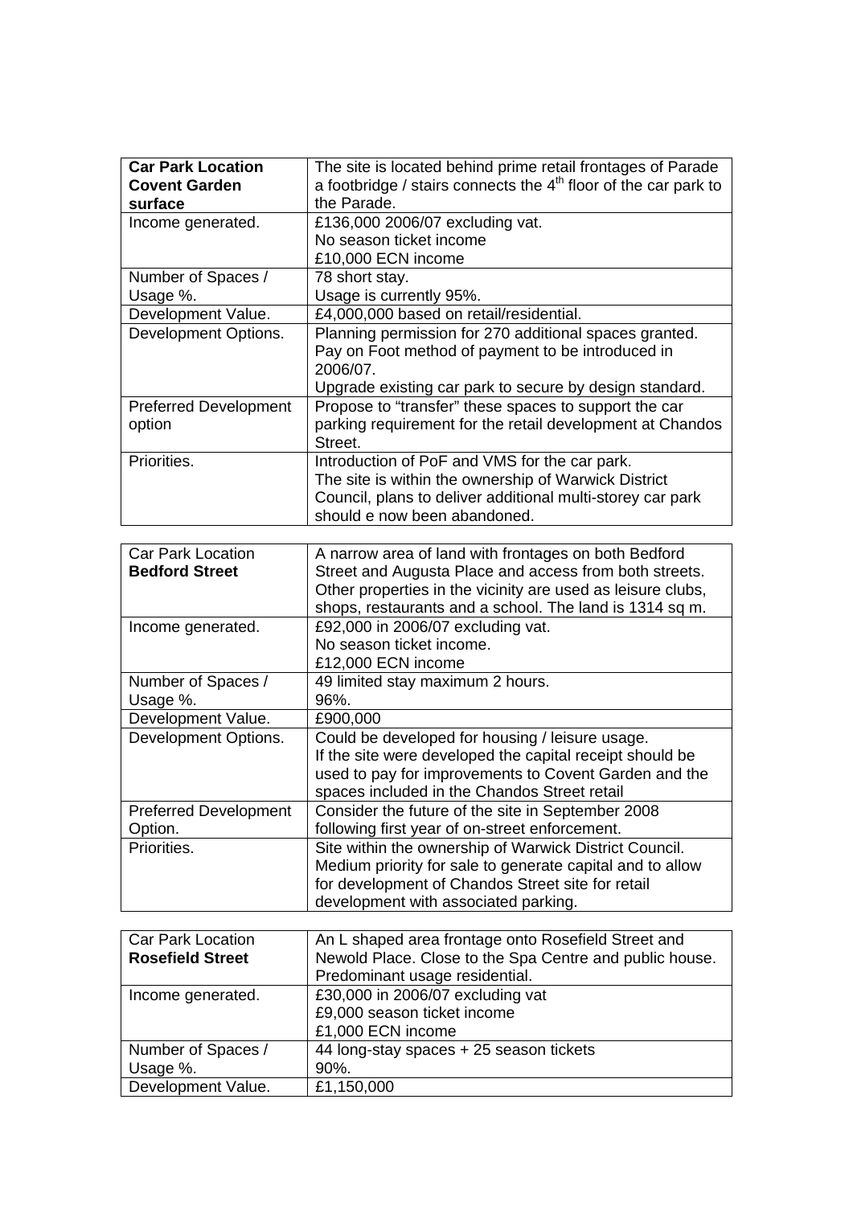| **Car Park Location Covent Garden surface** | The site is located behind prime retail frontages of Parade a footbridge / stairs connects the 4th floor of the car park to the Parade. |
|---|---|
| Income generated. | £136,000 2006/07 excluding vat.<br>No season ticket income<br>£10,000 ECN income |
| Number of Spaces / Usage %. | 78 short stay.<br>Usage is currently 95%. |
| Development Value. | £4,000,000 based on retail/residential. |
| Development Options. | Planning permission for 270 additional spaces granted.<br>Pay on Foot method of payment to be introduced in 2006/07.<br>Upgrade existing car park to secure by design standard. |
| Preferred Development option | Propose to "transfer" these spaces to support the car parking requirement for the retail development at Chandos Street. |
| Priorities. | Introduction of PoF and VMS for the car park.<br>The site is within the ownership of Warwick District Council, plans to deliver additional multi-storey car park should e now been abandoned. |

| Car Park Location **Bedford Street** | A narrow area of land with frontages on both Bedford Street and Augusta Place and access from both streets. Other properties in the vicinity are used as leisure clubs, shops, restaurants and a school. The land is 1314 sq m. |
|---|---|
| Income generated. | £92,000 in 2006/07 excluding vat.<br>No season ticket income.<br>£12,000 ECN income |
| Number of Spaces / Usage %. | 49 limited stay maximum 2 hours.<br>96%. |
| Development Value. | £900,000 |
| Development Options. | Could be developed for housing / leisure usage.<br>If the site were developed the capital receipt should be used to pay for improvements to Covent Garden and the spaces included in the Chandos Street retail |
| Preferred Development Option. | Consider the future of the site in September 2008 following first year of on-street enforcement. |
| Priorities. | Site within the ownership of Warwick District Council. Medium priority for sale to generate capital and to allow for development of Chandos Street site for retail development with associated parking. |

| Car Park Location **Rosefield Street** | An L shaped area frontage onto Rosefield Street and Newold Place. Close to the Spa Centre and public house. Predominant usage residential. |
|---|---|
| Income generated. | £30,000 in 2006/07 excluding vat<br>£9,000 season ticket income<br>£1,000 ECN income |
| Number of Spaces / Usage %. | 44 long-stay spaces + 25 season tickets<br>90%. |
| Development Value. | £1,150,000 |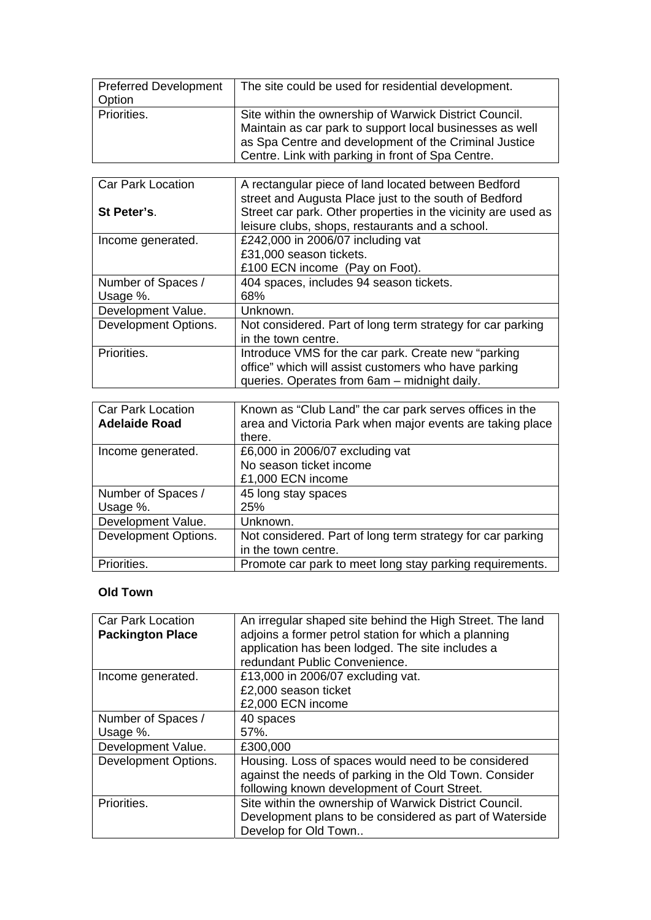| Preferred Development Option | The site could be used for residential development. |
|---|---|
| Priorities. | Site within the ownership of Warwick District Council. Maintain as car park to support local businesses as well as Spa Centre and development of the Criminal Justice Centre. Link with parking in front of Spa Centre. |

| Car Park Location<br><br>**St Peter's**. | A rectangular piece of land located between Bedford street and Augusta Place just to the south of Bedford Street car park. Other properties in the vicinity are used as leisure clubs, shops, restaurants and a school. |
|---|---|
| Income generated. | £242,000 in 2006/07 including vat<br>£31,000 season tickets.<br>£100 ECN income (Pay on Foot). |
| Number of Spaces / Usage %. | 404 spaces, includes 94 season tickets.<br>68% |
| Development Value. | Unknown. |
| Development Options. | Not considered. Part of long term strategy for car parking in the town centre. |
| Priorities. | Introduce VMS for the car park. Create new "parking office" which will assist customers who have parking queries. Operates from 6am – midnight daily. |

| Car Park Location<br>**Adelaide Road** | Known as "Club Land" the car park serves offices in the area and Victoria Park when major events are taking place there. |
|---|---|
| Income generated. | £6,000 in 2006/07 excluding vat<br>No season ticket income<br>£1,000 ECN income |
| Number of Spaces / Usage %. | 45 long stay spaces<br>25% |
| Development Value. | Unknown. |
| Development Options. | Not considered. Part of long term strategy for car parking in the town centre. |
| Priorities. | Promote car park to meet long stay parking requirements. |

**Old Town**

| Car Park Location<br>**Packington Place** | An irregular shaped site behind the High Street. The land adjoins a former petrol station for which a planning application has been lodged. The site includes a redundant Public Convenience. |
|---|---|
| Income generated. | £13,000 in 2006/07 excluding vat.<br>£2,000 season ticket<br>£2,000 ECN income |
| Number of Spaces / Usage %. | 40 spaces<br>57%. |
| Development Value. | £300,000 |
| Development Options. | Housing. Loss of spaces would need to be considered against the needs of parking in the Old Town. Consider following known development of Court Street. |
| Priorities. | Site within the ownership of Warwick District Council. Development plans to be considered as part of Waterside Develop for Old Town.. |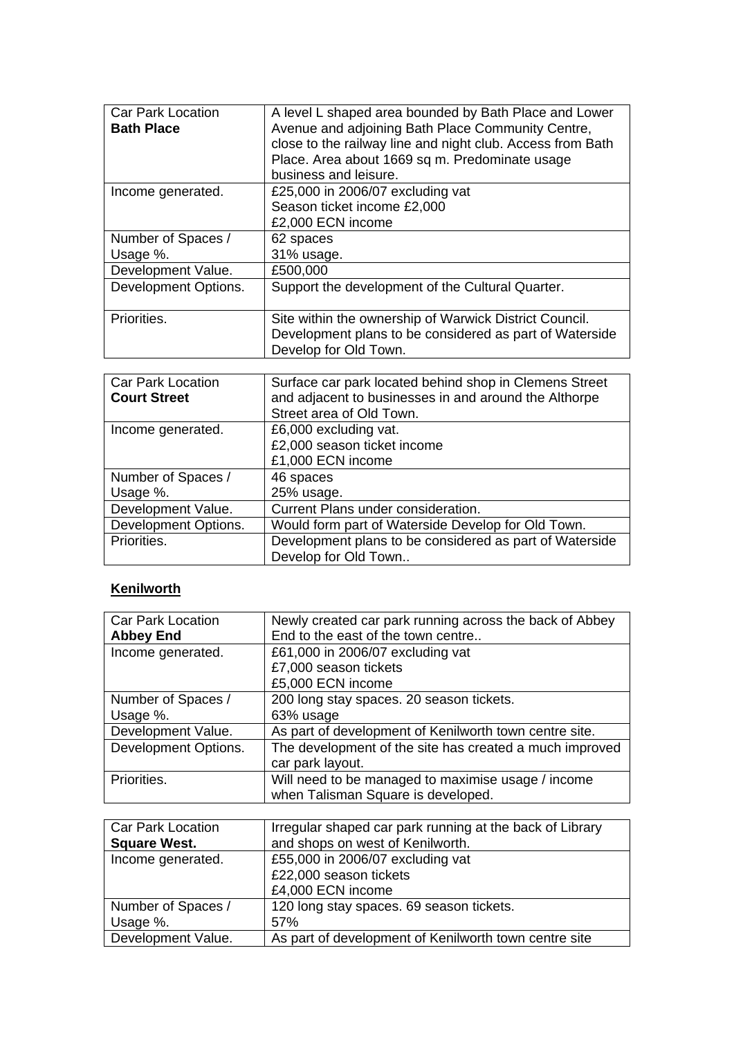| Car Park Location<br>**Bath Place** | A level L shaped area bounded by Bath Place and Lower Avenue and adjoining Bath Place Community Centre, close to the railway line and night club. Access from Bath Place. Area about 1669 sq m. Predominate usage business and leisure. |
|---|---|
| Income generated. | £25,000 in 2006/07 excluding vat<br>Season ticket income £2,000<br>£2,000 ECN income |
| Number of Spaces / Usage %. | 62 spaces<br>31% usage. |
| Development Value. | £500,000 |
| Development Options. | Support the development of the Cultural Quarter. |
| Priorities. | Site within the ownership of Warwick District Council. Development plans to be considered as part of Waterside Develop for Old Town. |

| Car Park Location<br>**Court Street** | Surface car park located behind shop in Clemens Street and adjacent to businesses in and around the Althorpe Street area of Old Town. |
|---|---|
| Income generated. | £6,000 excluding vat.<br>£2,000 season ticket income<br>£1,000 ECN income |
| Number of Spaces / Usage %. | 46 spaces<br>25% usage. |
| Development Value. | Current Plans under consideration. |
| Development Options. | Would form part of Waterside Develop for Old Town. |
| Priorities. | Development plans to be considered as part of Waterside Develop for Old Town.. |

**Kenilworth**

| Car Park Location<br>**Abbey End** | Newly created car park running across the back of Abbey End to the east of the town centre.. |
|---|---|
| Income generated. | £61,000 in 2006/07 excluding vat<br>£7,000 season tickets<br>£5,000 ECN income |
| Number of Spaces / Usage %. | 200 long stay spaces. 20 season tickets.<br>63% usage |
| Development Value. | As part of development of Kenilworth town centre site. |
| Development Options. | The development of the site has created a much improved car park layout. |
| Priorities. | Will need to be managed to maximise usage / income when Talisman Square is developed. |

| Car Park Location<br>**Square West.** | Irregular shaped car park running at the back of Library and shops on west of Kenilworth. |
|---|---|
| Income generated. | £55,000 in 2006/07 excluding vat<br>£22,000 season tickets<br>£4,000 ECN income |
| Number of Spaces / Usage %. | 120 long stay spaces. 69 season tickets.<br>57% |
| Development Value. | As part of development of Kenilworth town centre site |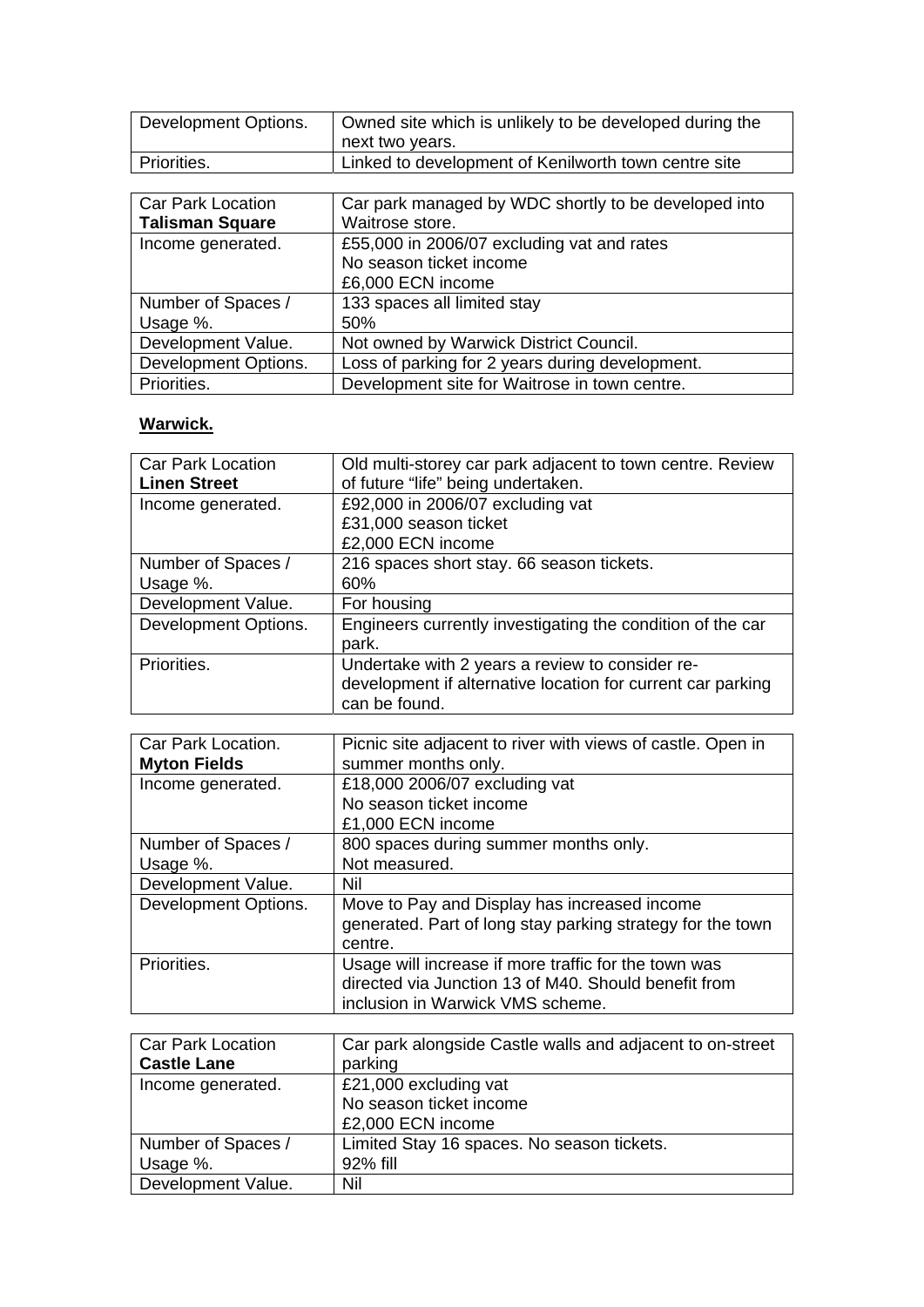| | |
|---|---|
| Development Options. | Owned site which is unlikely to be developed during the next two years. |
| Priorities. | Linked to development of Kenilworth town centre site |

| Car Park Location **Talisman Square** | Car park managed by WDC shortly to be developed into Waitrose store. |
|---|---|
| Income generated. | £55,000 in 2006/07 excluding vat and rates<br>No season ticket income<br>£6,000 ECN income |
| Number of Spaces / Usage %. | 133 spaces all limited stay<br>50% |
| Development Value. | Not owned by Warwick District Council. |
| Development Options. | Loss of parking for 2 years during development. |
| Priorities. | Development site for Waitrose in town centre. |

**Warwick.**

| Car Park Location **Linen Street** | Old multi-storey car park adjacent to town centre. Review of future "life" being undertaken. |
|---|---|
| Income generated. | £92,000 in 2006/07 excluding vat<br>£31,000 season ticket<br>£2,000 ECN income |
| Number of Spaces / Usage %. | 216 spaces short stay. 66 season tickets.<br>60% |
| Development Value. | For housing |
| Development Options. | Engineers currently investigating the condition of the car park. |
| Priorities. | Undertake with 2 years a review to consider re-development if alternative location for current car parking can be found. |

| Car Park Location. **Myton Fields** | Picnic site adjacent to river with views of castle. Open in summer months only. |
|---|---|
| Income generated. | £18,000 2006/07 excluding vat<br>No season ticket income<br>£1,000 ECN income |
| Number of Spaces / Usage %. | 800 spaces during summer months only.<br>Not measured. |
| Development Value. | Nil |
| Development Options. | Move to Pay and Display has increased income generated. Part of long stay parking strategy for the town centre. |
| Priorities. | Usage will increase if more traffic for the town was directed via Junction 13 of M40. Should benefit from inclusion in Warwick VMS scheme. |

| Car Park Location **Castle Lane** | Car park alongside Castle walls and adjacent to on-street parking |
|---|---|
| Income generated. | £21,000 excluding vat<br>No season ticket income<br>£2,000 ECN income |
| Number of Spaces / Usage %. | Limited Stay 16 spaces. No season tickets.<br>92% fill |
| Development Value. | Nil |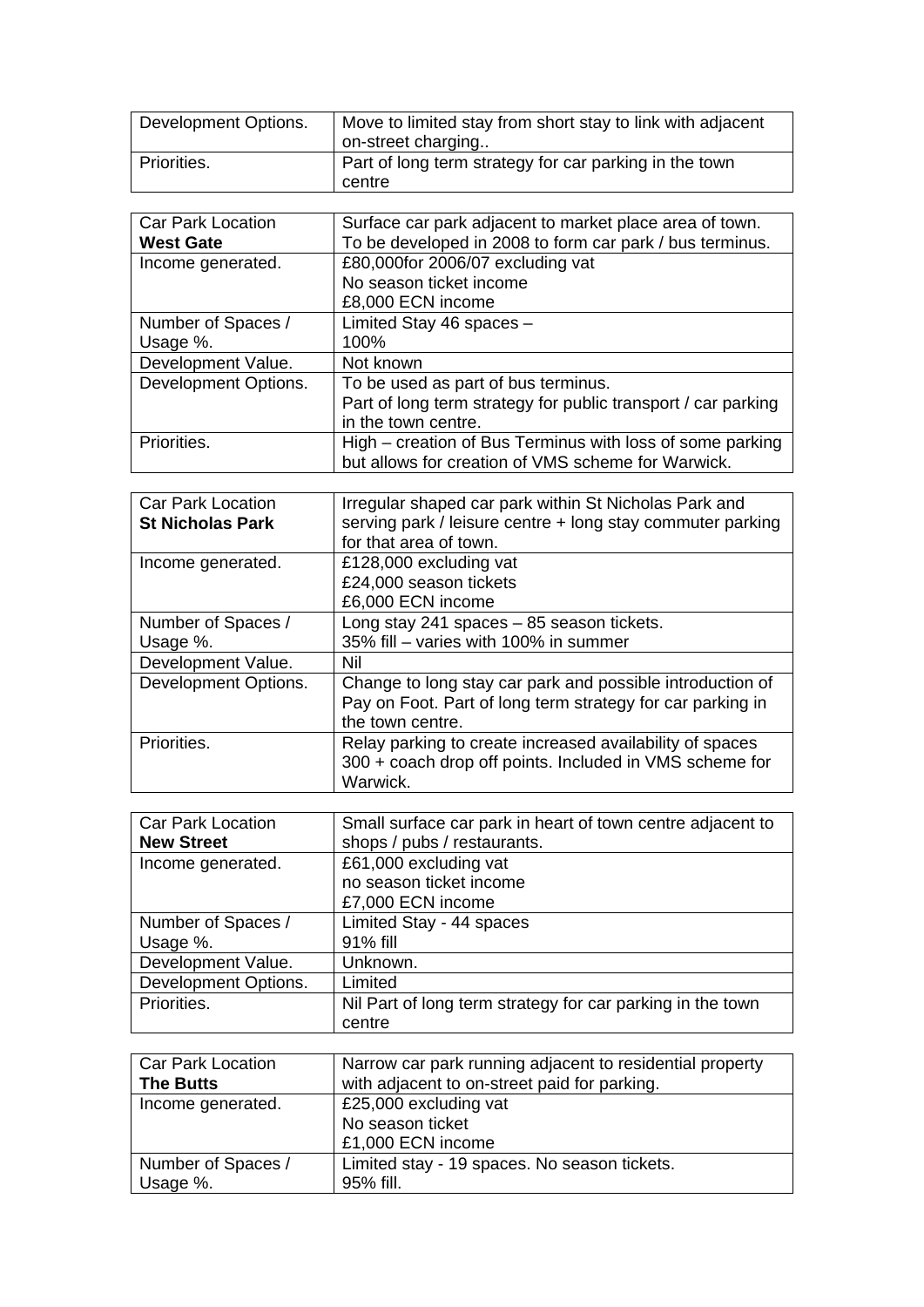| Development Options. | Move to limited stay from short stay to link with adjacent on-street charging.. |
|---|---|
| Priorities. | Part of long term strategy for car parking in the town centre |

| Car Park Location **West Gate** | Surface car park adjacent to market place area of town. To be developed in 2008 to form car park / bus terminus. |
|---|---|
| Income generated. | £80,000for 2006/07 excluding vat<br>No season ticket income<br>£8,000 ECN income |
| Number of Spaces / Usage %. | Limited Stay 46 spaces –<br>100% |
| Development Value. | Not known |
| Development Options. | To be used as part of bus terminus.<br>Part of long term strategy for public transport / car parking in the town centre. |
| Priorities. | High – creation of Bus Terminus with loss of some parking but allows for creation of VMS scheme for Warwick. |

| Car Park Location **St Nicholas Park** | Irregular shaped car park within St Nicholas Park and serving park / leisure centre + long stay commuter parking for that area of town. |
|---|---|
| Income generated. | £128,000 excluding vat<br>£24,000 season tickets<br>£6,000 ECN income |
| Number of Spaces / Usage %. | Long stay 241 spaces – 85 season tickets.<br>35% fill – varies with 100% in summer |
| Development Value. | Nil |
| Development Options. | Change to long stay car park and possible introduction of Pay on Foot. Part of long term strategy for car parking in the town centre. |
| Priorities. | Relay parking to create increased availability of spaces 300 + coach drop off points. Included in VMS scheme for Warwick. |

| Car Park Location **New Street** | Small surface car park in heart of town centre adjacent to shops / pubs / restaurants. |
|---|---|
| Income generated. | £61,000 excluding vat<br>no season ticket income<br>£7,000 ECN income |
| Number of Spaces / Usage %. | Limited Stay - 44 spaces<br>91% fill |
| Development Value. | Unknown. |
| Development Options. | Limited |
| Priorities. | Nil Part of long term strategy for car parking in the town centre |

| Car Park Location **The Butts** | Narrow car park running adjacent to residential property with adjacent to on-street paid for parking. |
|---|---|
| Income generated. | £25,000 excluding vat<br>No season ticket<br>£1,000 ECN income |
| Number of Spaces / Usage %. | Limited stay - 19 spaces. No season tickets.<br>95% fill. |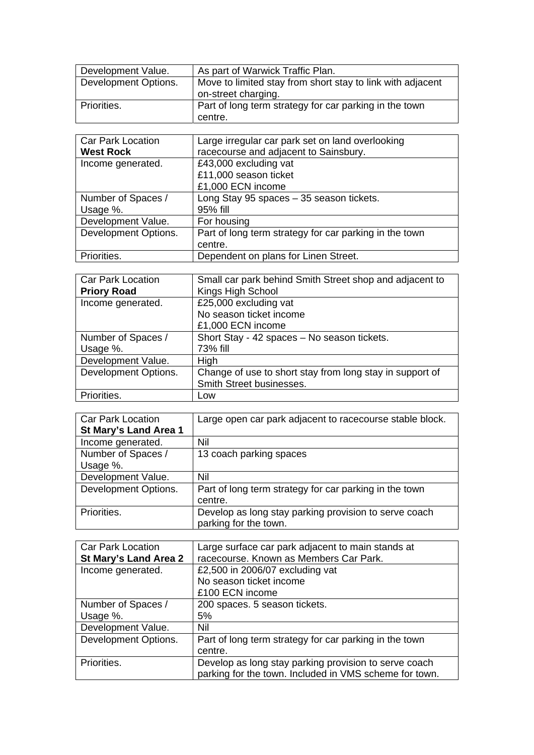| Development Value. | As part of Warwick Traffic Plan. |
|---|---|
| Development Options. | Move to limited stay from short stay to link with adjacent on-street charging. |
| Priorities. | Part of long term strategy for car parking in the town centre. |

| Car Park Location **West Rock** | Large irregular car park set on land overlooking racecourse and adjacent to Sainsbury. |
|---|---|
| Income generated. | £43,000 excluding vat<br>£11,000 season ticket<br>£1,000 ECN income |
| Number of Spaces / Usage %. | Long Stay 95 spaces – 35 season tickets.<br>95% fill |
| Development Value. | For housing |
| Development Options. | Part of long term strategy for car parking in the town centre. |
| Priorities. | Dependent on plans for Linen Street. |

| Car Park Location **Priory Road** | Small car park behind Smith Street shop and adjacent to Kings High School |
|---|---|
| Income generated. | £25,000 excluding vat<br>No season ticket income<br>£1,000 ECN income |
| Number of Spaces / Usage %. | Short Stay - 42 spaces – No season tickets.<br>73% fill |
| Development Value. | High |
| Development Options. | Change of use to short stay from long stay in support of Smith Street businesses. |
| Priorities. | Low |

| Car Park Location **St Mary's Land Area 1** | Large open car park adjacent to racecourse stable block. |
|---|---|
| Income generated. | Nil |
| Number of Spaces / Usage %. | 13 coach parking spaces |
| Development Value. | Nil |
| Development Options. | Part of long term strategy for car parking in the town centre. |
| Priorities. | Develop as long stay parking provision to serve coach parking for the town. |

| Car Park Location **St Mary's Land Area 2** | Large surface car park adjacent to main stands at racecourse. Known as Members Car Park. |
|---|---|
| Income generated. | £2,500 in 2006/07 excluding vat<br>No season ticket income<br>£100 ECN income |
| Number of Spaces / Usage %. | 200 spaces. 5 season tickets.<br>5% |
| Development Value. | Nil |
| Development Options. | Part of long term strategy for car parking in the town centre. |
| Priorities. | Develop as long stay parking provision to serve coach parking for the town. Included in VMS scheme for town. |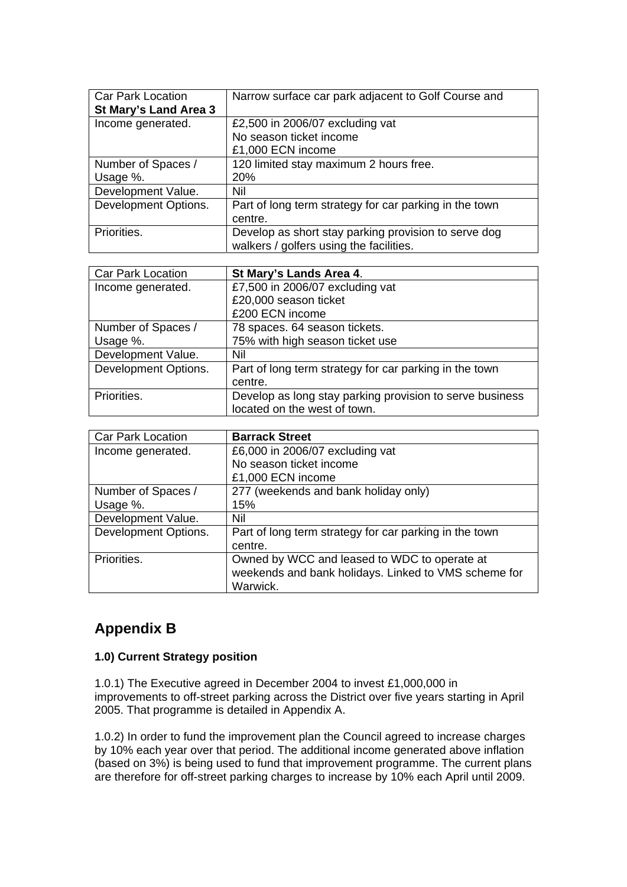| Car Park Location **St Mary's Land Area 3** | Narrow surface car park adjacent to Golf Course and |
|---|---|
| Income generated. | £2,500 in 2006/07 excluding vat<br>No season ticket income<br>£1,000 ECN income |
| Number of Spaces / Usage %. | 120 limited stay maximum 2 hours free.<br>20% |
| Development Value. | Nil |
| Development Options. | Part of long term strategy for car parking in the town centre. |
| Priorities. | Develop as short stay parking provision to serve dog walkers / golfers using the facilities. |

| Car Park Location | **St Mary's Lands Area 4**. |
|---|---|
| Income generated. | £7,500 in 2006/07 excluding vat<br>£20,000 season ticket<br>£200 ECN income |
| Number of Spaces / Usage %. | 78 spaces. 64 season tickets.<br>75% with high season ticket use |
| Development Value. | Nil |
| Development Options. | Part of long term strategy for car parking in the town centre. |
| Priorities. | Develop as long stay parking provision to serve business located on the west of town. |

| Car Park Location | **Barrack Street** |
|---|---|
| Income generated. | £6,000 in 2006/07 excluding vat<br>No season ticket income<br>£1,000 ECN income |
| Number of Spaces / Usage %. | 277 (weekends and bank holiday only)<br>15% |
| Development Value. | Nil |
| Development Options. | Part of long term strategy for car parking in the town centre. |
| Priorities. | Owned by WCC and leased to WDC to operate at weekends and bank holidays. Linked to VMS scheme for Warwick. |

## Appendix B

**1.0) Current Strategy position**

1.0.1) The Executive agreed in December 2004 to invest £1,000,000 in improvements to off-street parking across the District over five years starting in April 2005. That programme is detailed in Appendix A.

1.0.2) In order to fund the improvement plan the Council agreed to increase charges by 10% each year over that period. The additional income generated above inflation (based on 3%) is being used to fund that improvement programme. The current plans are therefore for off-street parking charges to increase by 10% each April until 2009.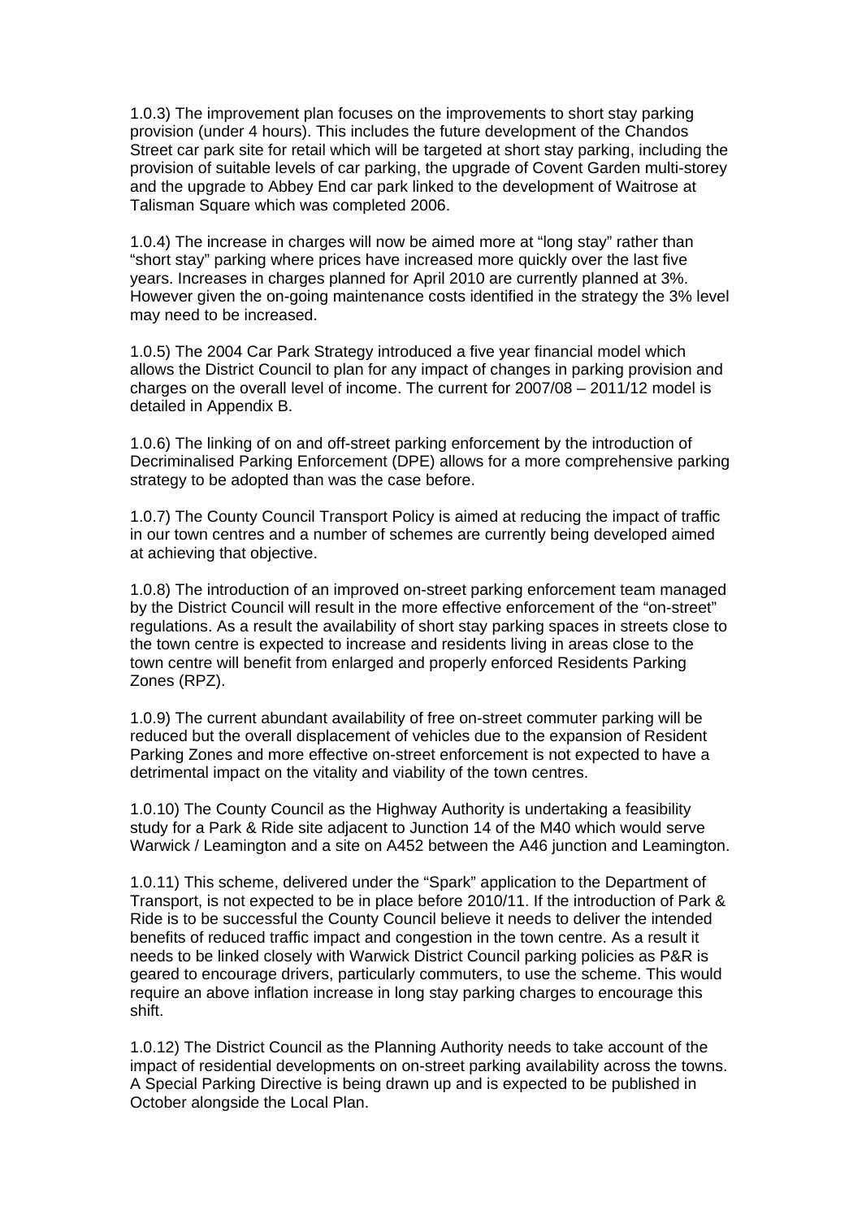1.0.3) The improvement plan focuses on the improvements to short stay parking provision (under 4 hours). This includes the future development of the Chandos Street car park site for retail which will be targeted at short stay parking, including the provision of suitable levels of car parking, the upgrade of Covent Garden multi-storey and the upgrade to Abbey End car park linked to the development of Waitrose at Talisman Square which was completed 2006.

1.0.4) The increase in charges will now be aimed more at "long stay" rather than "short stay" parking where prices have increased more quickly over the last five years. Increases in charges planned for April 2010 are currently planned at 3%. However given the on-going maintenance costs identified in the strategy the 3% level may need to be increased.

1.0.5) The 2004 Car Park Strategy introduced a five year financial model which allows the District Council to plan for any impact of changes in parking provision and charges on the overall level of income. The current for 2007/08 – 2011/12 model is detailed in Appendix B.

1.0.6) The linking of on and off-street parking enforcement by the introduction of Decriminalised Parking Enforcement (DPE) allows for a more comprehensive parking strategy to be adopted than was the case before.

1.0.7) The County Council Transport Policy is aimed at reducing the impact of traffic in our town centres and a number of schemes are currently being developed aimed at achieving that objective.

1.0.8) The introduction of an improved on-street parking enforcement team managed by the District Council will result in the more effective enforcement of the "on-street" regulations. As a result the availability of short stay parking spaces in streets close to the town centre is expected to increase and residents living in areas close to the town centre will benefit from enlarged and properly enforced Residents Parking Zones (RPZ).

1.0.9) The current abundant availability of free on-street commuter parking will be reduced but the overall displacement of vehicles due to the expansion of Resident Parking Zones and more effective on-street enforcement is not expected to have a detrimental impact on the vitality and viability of the town centres.

1.0.10) The County Council as the Highway Authority is undertaking a feasibility study for a Park & Ride site adjacent to Junction 14 of the M40 which would serve Warwick / Leamington and a site on A452 between the A46 junction and Leamington.

1.0.11) This scheme, delivered under the "Spark" application to the Department of Transport, is not expected to be in place before 2010/11. If the introduction of Park & Ride is to be successful the County Council believe it needs to deliver the intended benefits of reduced traffic impact and congestion in the town centre. As a result it needs to be linked closely with Warwick District Council parking policies as P&R is geared to encourage drivers, particularly commuters, to use the scheme. This would require an above inflation increase in long stay parking charges to encourage this shift.

1.0.12) The District Council as the Planning Authority needs to take account of the impact of residential developments on on-street parking availability across the towns. A Special Parking Directive is being drawn up and is expected to be published in October alongside the Local Plan.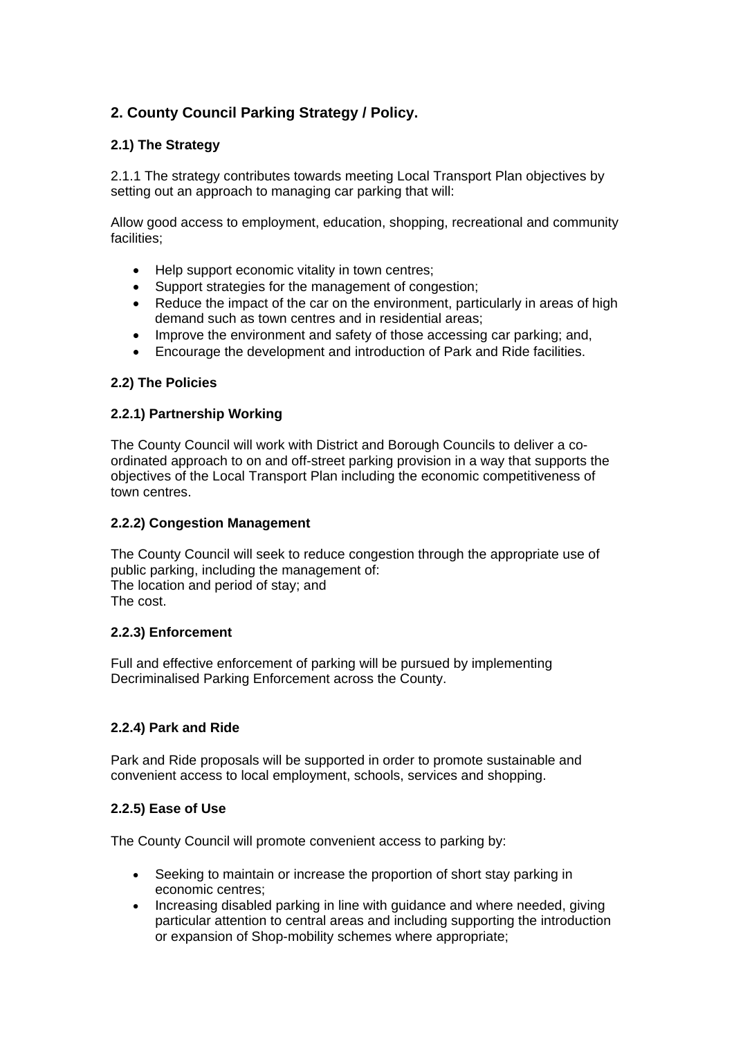## 2. County Council Parking Strategy / Policy.

### 2.1) The Strategy

2.1.1 The strategy contributes towards meeting Local Transport Plan objectives by setting out an approach to managing car parking that will:

Allow good access to employment, education, shopping, recreational and community facilities;

- Help support economic vitality in town centres;
- Support strategies for the management of congestion;
- Reduce the impact of the car on the environment, particularly in areas of high demand such as town centres and in residential areas;
- Improve the environment and safety of those accessing car parking; and,
- Encourage the development and introduction of Park and Ride facilities.

### 2.2) The Policies

#### 2.2.1) Partnership Working

The County Council will work with District and Borough Councils to deliver a co-ordinated approach to on and off-street parking provision in a way that supports the objectives of the Local Transport Plan including the economic competitiveness of town centres.

#### 2.2.2) Congestion Management

The County Council will seek to reduce congestion through the appropriate use of public parking, including the management of:
The location and period of stay; and
The cost.

#### 2.2.3) Enforcement

Full and effective enforcement of parking will be pursued by implementing Decriminalised Parking Enforcement across the County.

#### 2.2.4) Park and Ride

Park and Ride proposals will be supported in order to promote sustainable and convenient access to local employment, schools, services and shopping.

#### 2.2.5) Ease of Use

The County Council will promote convenient access to parking by:

- Seeking to maintain or increase the proportion of short stay parking in economic centres;
- Increasing disabled parking in line with guidance and where needed, giving particular attention to central areas and including supporting the introduction or expansion of Shop-mobility schemes where appropriate;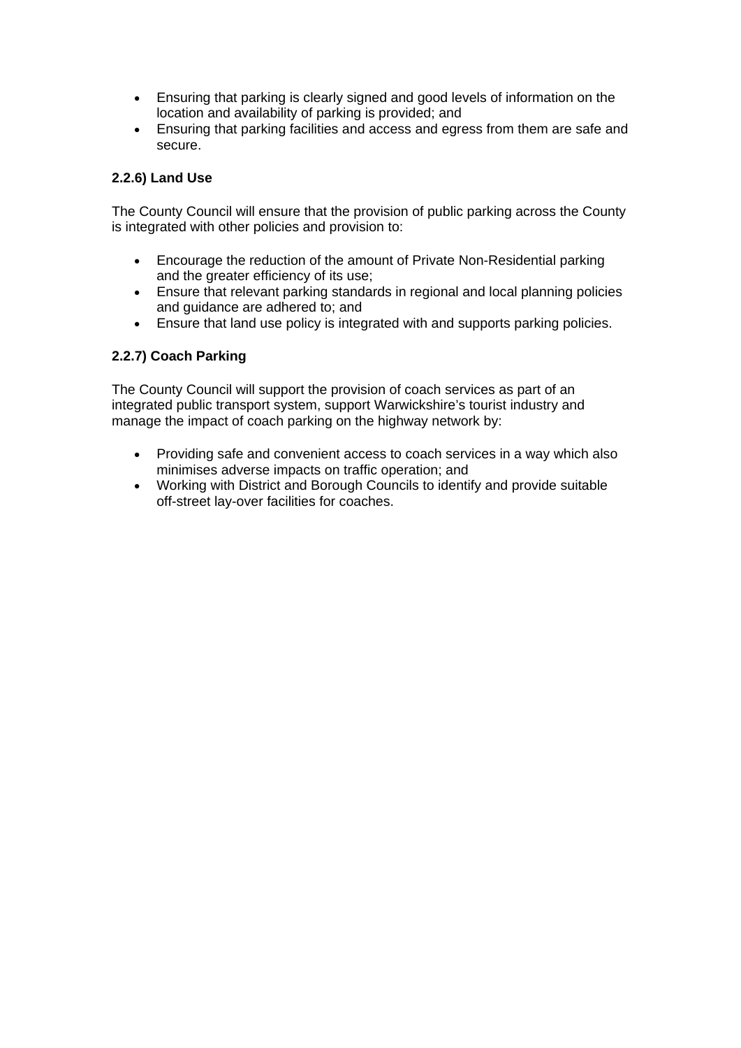- Ensuring that parking is clearly signed and good levels of information on the location and availability of parking is provided; and
- Ensuring that parking facilities and access and egress from them are safe and secure.

### 2.2.6) Land Use

The County Council will ensure that the provision of public parking across the County is integrated with other policies and provision to:

- Encourage the reduction of the amount of Private Non-Residential parking and the greater efficiency of its use;
- Ensure that relevant parking standards in regional and local planning policies and guidance are adhered to; and
- Ensure that land use policy is integrated with and supports parking policies.

### 2.2.7) Coach Parking

The County Council will support the provision of coach services as part of an integrated public transport system, support Warwickshire's tourist industry and manage the impact of coach parking on the highway network by:

- Providing safe and convenient access to coach services in a way which also minimises adverse impacts on traffic operation; and
- Working with District and Borough Councils to identify and provide suitable off-street lay-over facilities for coaches.